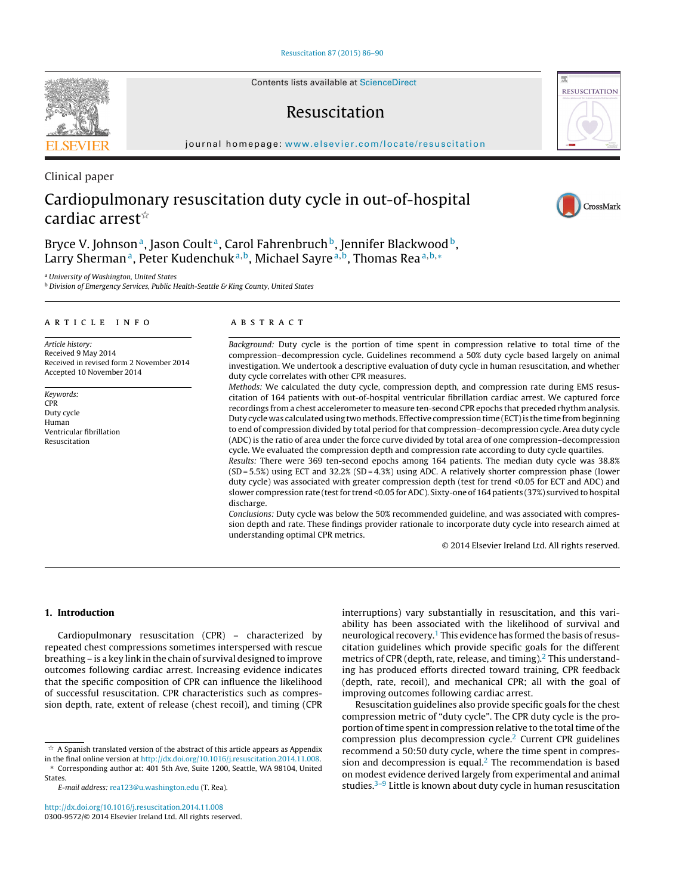Clinical paper

# Cardiopulmonary resuscitation duty cycle in out-of-hospital cardiac arrest☆

Bryce V. Johnson[a], Jason Coult[a], Carol Fahrenbruch[b], Jennifer Blackwood[b], Larry Sherman[a], Peter Kudenchuk[a,b], Michael Sayre[a,b], Thomas Rea[a,b,*]

[a] University of Washington, United States
[b] Division of Emergency Services, Public Health-Seattle & King County, United States

## ARTICLE INFO

*Article history:*
Received 9 May 2014
Received in revised form 2 November 2014
Accepted 10 November 2014

*Keywords:*
CPR
Duty cycle
Human
Ventricular fibrillation
Resuscitation

## ABSTRACT

*Background:* Duty cycle is the portion of time spent in compression relative to total time of the compression–decompression cycle. Guidelines recommend a 50% duty cycle based largely on animal investigation. We undertook a descriptive evaluation of duty cycle in human resuscitation, and whether duty cycle correlates with other CPR measures.

*Methods:* We calculated the duty cycle, compression depth, and compression rate during EMS resuscitation of 164 patients with out-of-hospital ventricular fibrillation cardiac arrest. We captured force recordings from a chest accelerometer to measure ten-second CPR epochs that preceded rhythm analysis. Duty cycle was calculated using two methods. Effective compression time (ECT) is the time from beginning to end of compression divided by total period for that compression–decompression cycle. Area duty cycle (ADC) is the ratio of area under the force curve divided by total area of one compression–decompression cycle. We evaluated the compression depth and compression rate according to duty cycle quartiles.

*Results:* There were 369 ten-second epochs among 164 patients. The median duty cycle was 38.8% (SD = 5.5%) using ECT and 32.2% (SD = 4.3%) using ADC. A relatively shorter compression phase (lower duty cycle) was associated with greater compression depth (test for trend <0.05 for ECT and ADC) and slower compression rate (test for trend <0.05 for ADC). Sixty-one of 164 patients (37%) survived to hospital discharge.

*Conclusions:* Duty cycle was below the 50% recommended guideline, and was associated with compression depth and rate. These findings provider rationale to incorporate duty cycle into research aimed at understanding optimal CPR metrics.

© 2014 Elsevier Ireland Ltd. All rights reserved.

## 1. Introduction

Cardiopulmonary resuscitation (CPR) – characterized by repeated chest compressions sometimes interspersed with rescue breathing – is a key link in the chain of survival designed to improve outcomes following cardiac arrest. Increasing evidence indicates that the specific composition of CPR can influence the likelihood of successful resuscitation. CPR characteristics such as compression depth, rate, extent of release (chest recoil), and timing (CPR interruptions) vary substantially in resuscitation, and this variability has been associated with the likelihood of survival and neurological recovery.[1] This evidence has formed the basis of resuscitation guidelines which provide specific goals for the different metrics of CPR (depth, rate, release, and timing).[2] This understanding has produced efforts directed toward training, CPR feedback (depth, rate, recoil), and mechanical CPR; all with the goal of improving outcomes following cardiac arrest.

Resuscitation guidelines also provide specific goals for the chest compression metric of "duty cycle". The CPR duty cycle is the proportion of time spent in compression relative to the total time of the compression plus decompression cycle.[2] Current CPR guidelines recommend a 50:50 duty cycle, where the time spent in compression and decompression is equal.[2] The recommendation is based on modest evidence derived largely from experimental and animal studies.[3–9] Little is known about duty cycle in human resuscitation

☆ A Spanish translated version of the abstract of this article appears as Appendix in the final online version at http://dx.doi.org/10.1016/j.resuscitation.2014.11.008.

\* Corresponding author at: 401 5th Ave, Suite 1200, Seattle, WA 98104, United States.

*E-mail address:* rea123@u.washington.edu (T. Rea).

http://dx.doi.org/10.1016/j.resuscitation.2014.11.008
0300-9572/© 2014 Elsevier Ireland Ltd. All rights reserved.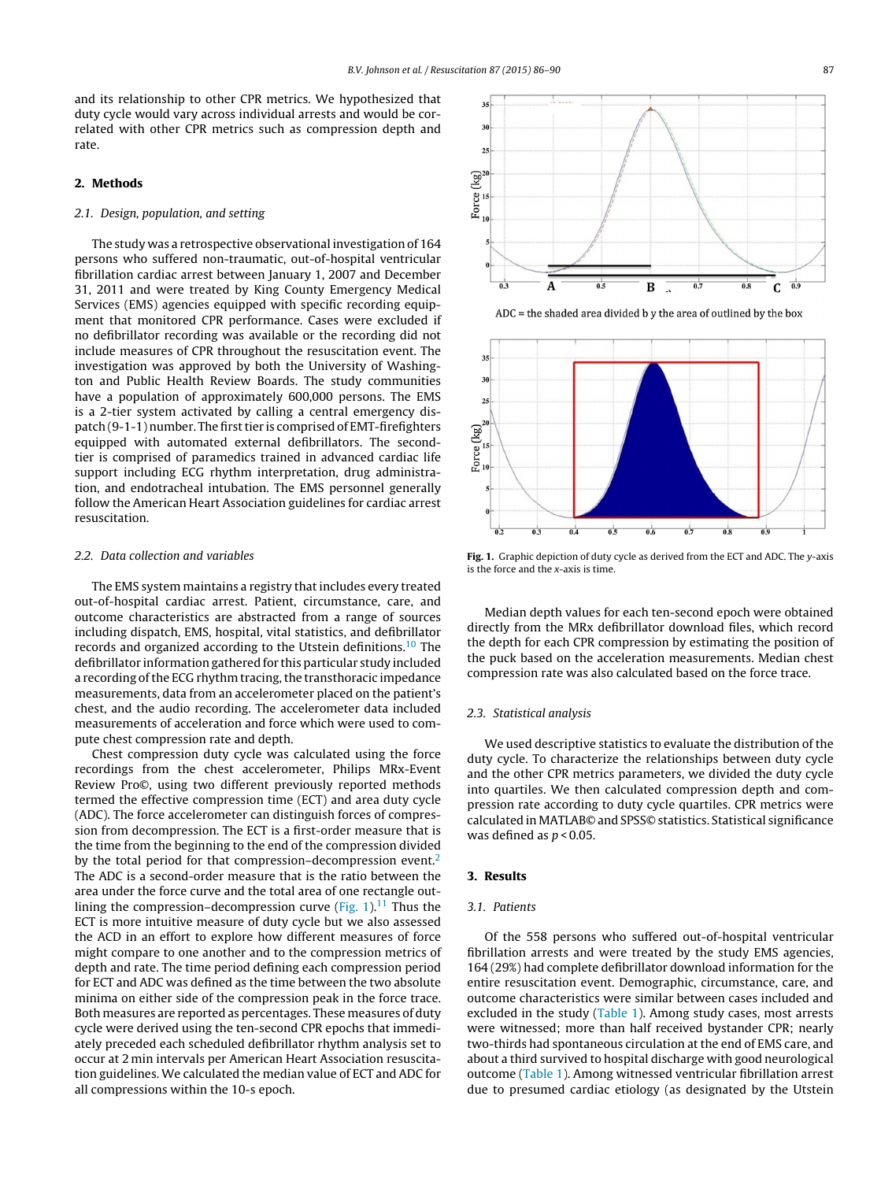and its relationship to other CPR metrics. We hypothesized that duty cycle would vary across individual arrests and would be correlated with other CPR metrics such as compression depth and rate.

## 2. Methods

### 2.1. Design, population, and setting

The study was a retrospective observational investigation of 164 persons who suffered non-traumatic, out-of-hospital ventricular fibrillation cardiac arrest between January 1, 2007 and December 31, 2011 and were treated by King County Emergency Medical Services (EMS) agencies equipped with specific recording equipment that monitored CPR performance. Cases were excluded if no defibrillator recording was available or the recording did not include measures of CPR throughout the resuscitation event. The investigation was approved by both the University of Washington and Public Health Review Boards. The study communities have a population of approximately 600,000 persons. The EMS is a 2-tier system activated by calling a central emergency dispatch (9-1-1) number. The first tier is comprised of EMT-firefighters equipped with automated external defibrillators. The second-tier is comprised of paramedics trained in advanced cardiac life support including ECG rhythm interpretation, drug administration, and endotracheal intubation. The EMS personnel generally follow the American Heart Association guidelines for cardiac arrest resuscitation.

### 2.2. Data collection and variables

The EMS system maintains a registry that includes every treated out-of-hospital cardiac arrest. Patient, circumstance, care, and outcome characteristics are abstracted from a range of sources including dispatch, EMS, hospital, vital statistics, and defibrillator records and organized according to the Utstein definitions.[10] The defibrillator information gathered for this particular study included a recording of the ECG rhythm tracing, the transthoracic impedance measurements, data from an accelerometer placed on the patient's chest, and the audio recording. The accelerometer data included measurements of acceleration and force which were used to compute chest compression rate and depth.

Chest compression duty cycle was calculated using the force recordings from the chest accelerometer, Philips MRx-Event Review Pro©, using two different previously reported methods termed the effective compression time (ECT) and area duty cycle (ADC). The force accelerometer can distinguish forces of compression from decompression. The ECT is a first-order measure that is the time from the beginning to the end of the compression divided by the total period for that compression–decompression event.[2] The ADC is a second-order measure that is the ratio between the area under the force curve and the total area of one rectangle outlining the compression–decompression curve (Fig. 1).[11] Thus the ECT is more intuitive measure of duty cycle but we also assessed the ACD in an effort to explore how different measures of force might compare to one another and to the compression metrics of depth and rate. The time period defining each compression period for ECT and ADC was defined as the time between the two absolute minima on either side of the compression peak in the force trace. Both measures are reported as percentages. These measures of duty cycle were derived using the ten-second CPR epochs that immediately preceded each scheduled defibrillator rhythm analysis set to occur at 2 min intervals per American Heart Association resuscitation guidelines. We calculated the median value of ECT and ADC for all compressions within the 10-s epoch.

ADC = the shaded area divided b y the area of outlined by the box

**Fig. 1.** Graphic depiction of duty cycle as derived from the ECT and ADC. The *y*-axis is the force and the *x*-axis is time.

Median depth values for each ten-second epoch were obtained directly from the MRx defibrillator download files, which record the depth for each CPR compression by estimating the position of the puck based on the acceleration measurements. Median chest compression rate was also calculated based on the force trace.

### 2.3. Statistical analysis

We used descriptive statistics to evaluate the distribution of the duty cycle. To characterize the relationships between duty cycle and the other CPR metrics parameters, we divided the duty cycle into quartiles. We then calculated compression depth and compression rate according to duty cycle quartiles. CPR metrics were calculated in MATLAB© and SPSS© statistics. Statistical significance was defined as $p < 0.05$.

## 3. Results

### 3.1. Patients

Of the 558 persons who suffered out-of-hospital ventricular fibrillation arrests and were treated by the study EMS agencies, 164 (29%) had complete defibrillator download information for the entire resuscitation event. Demographic, circumstance, care, and outcome characteristics were similar between cases included and excluded in the study (Table 1). Among study cases, most arrests were witnessed; more than half received bystander CPR; nearly two-thirds had spontaneous circulation at the end of EMS care, and about a third survived to hospital discharge with good neurological outcome (Table 1). Among witnessed ventricular fibrillation arrest due to presumed cardiac etiology (as designated by the Utstein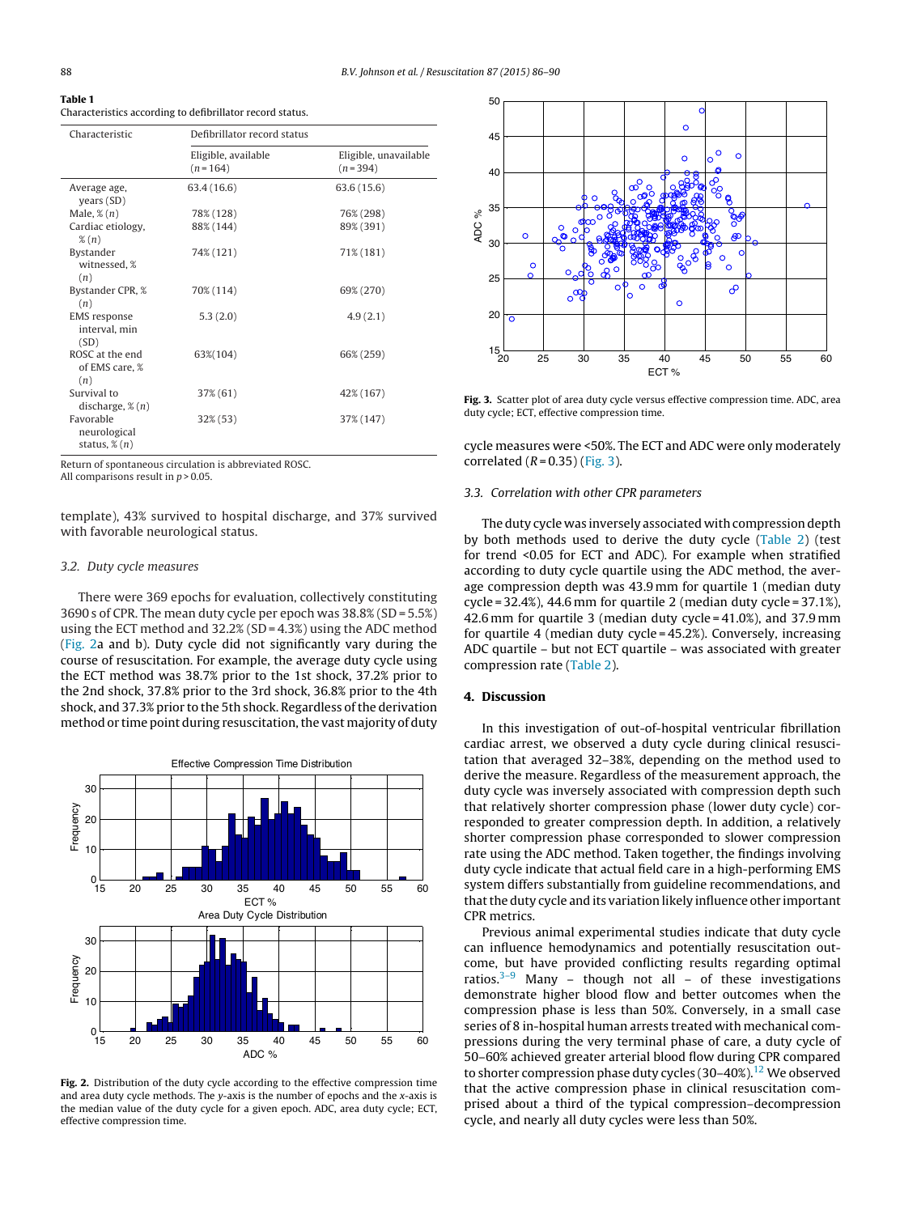**Table 1**
Characteristics according to defibrillator record status.

| Characteristic | Defibrillator record status | |
|---|---|---|
| | Eligible, available (*n* = 164) | Eligible, unavailable (*n* = 394) |
| Average age, years (SD) | 63.4 (16.6) | 63.6 (15.6) |
| Male, % (*n*) | 78% (128) | 76% (298) |
| Cardiac etiology, % (*n*) | 88% (144) | 89% (391) |
| Bystander witnessed, % (*n*) | 74% (121) | 71% (181) |
| Bystander CPR, % (*n*) | 70% (114) | 69% (270) |
| EMS response interval, min (SD) | 5.3 (2.0) | 4.9 (2.1) |
| ROSC at the end of EMS care, % (*n*) | 63%(104) | 66% (259) |
| Survival to discharge, % (*n*) | 37% (61) | 42% (167) |
| Favorable neurological status, % (*n*) | 32% (53) | 37% (147) |

Return of spontaneous circulation is abbreviated ROSC.
All comparisons result in $p > 0.05$.

template), 43% survived to hospital discharge, and 37% survived with favorable neurological status.

### 3.2. Duty cycle measures

There were 369 epochs for evaluation, collectively constituting 3690 s of CPR. The mean duty cycle per epoch was 38.8% (SD = 5.5%) using the ECT method and 32.2% (SD = 4.3%) using the ADC method (Fig. 2a and b). Duty cycle did not significantly vary during the course of resuscitation. For example, the average duty cycle using the ECT method was 38.7% prior to the 1st shock, 37.2% prior to the 2nd shock, 37.8% prior to the 3rd shock, 36.8% prior to the 4th shock, and 37.3% prior to the 5th shock. Regardless of the derivation method or time point during resuscitation, the vast majority of duty cycle measures were <50%. The ECT and ADC were only moderately correlated ($R = 0.35$) (Fig. 3).

**Fig. 2.** Distribution of the duty cycle according to the effective compression time and area duty cycle methods. The *y*-axis is the number of epochs and the *x*-axis is the median value of the duty cycle for a given epoch. ADC, area duty cycle; ECT, effective compression time.

**Fig. 3.** Scatter plot of area duty cycle versus effective compression time. ADC, area duty cycle; ECT, effective compression time.

### 3.3. Correlation with other CPR parameters

The duty cycle was inversely associated with compression depth by both methods used to derive the duty cycle (Table 2) (test for trend <0.05 for ECT and ADC). For example when stratified according to duty cycle quartile using the ADC method, the average compression depth was 43.9 mm for quartile 1 (median duty cycle = 32.4%), 44.6 mm for quartile 2 (median duty cycle = 37.1%), 42.6 mm for quartile 3 (median duty cycle = 41.0%), and 37.9 mm for quartile 4 (median duty cycle = 45.2%). Conversely, increasing ADC quartile – but not ECT quartile – was associated with greater compression rate (Table 2).

## 4. Discussion

In this investigation of out-of-hospital ventricular fibrillation cardiac arrest, we observed a duty cycle during clinical resuscitation that averaged 32–38%, depending on the method used to derive the measure. Regardless of the measurement approach, the duty cycle was inversely associated with compression depth such that relatively shorter compression phase (lower duty cycle) corresponded to greater compression depth. In addition, a relatively shorter compression phase corresponded to slower compression rate using the ADC method. Taken together, the findings involving duty cycle indicate that actual field care in a high-performing EMS system differs substantially from guideline recommendations, and that the duty cycle and its variation likely influence other important CPR metrics.

Previous animal experimental studies indicate that duty cycle can influence hemodynamics and potentially resuscitation outcome, but have provided conflicting results regarding optimal ratios.[3–9] Many – though not all – of these investigations demonstrate higher blood flow and better outcomes when the compression phase is less than 50%. Conversely, in a small case series of 8 in-hospital human arrests treated with mechanical compressions during the very terminal phase of care, a duty cycle of 50–60% achieved greater arterial blood flow during CPR compared to shorter compression phase duty cycles (30–40%).[12] We observed that the active compression phase in clinical resuscitation comprised about a third of the typical compression–decompression cycle, and nearly all duty cycles were less than 50%.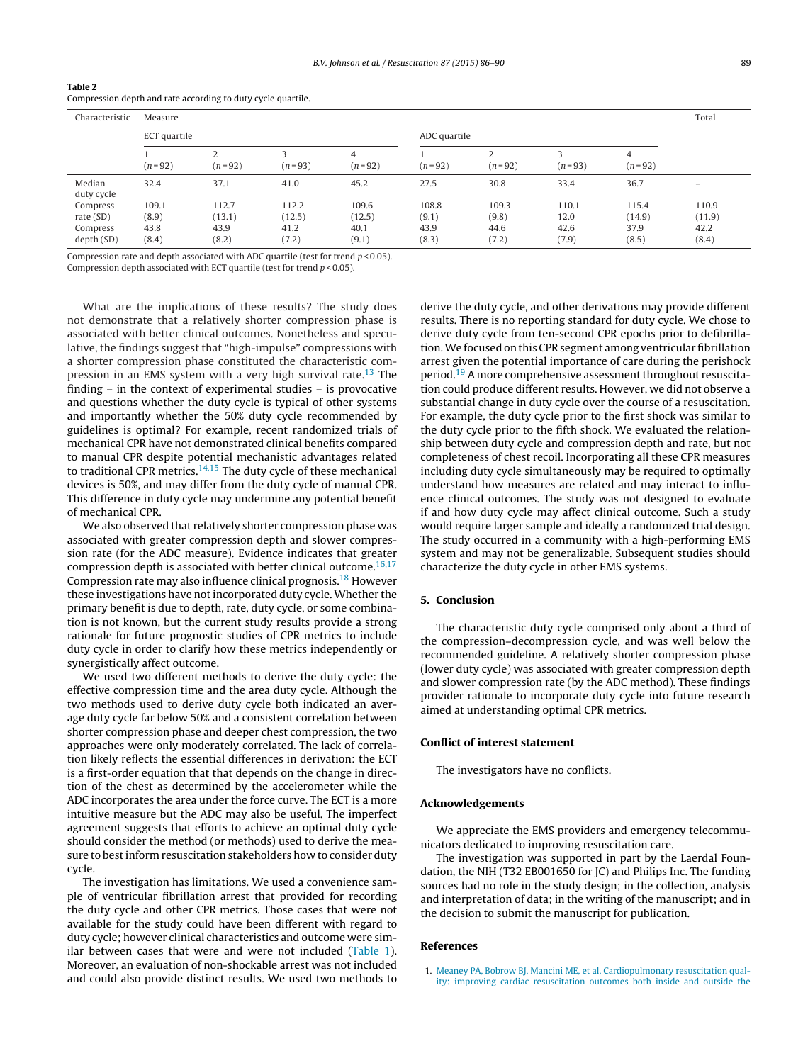**Table 2**
Compression depth and rate according to duty cycle quartile.

| Characteristic | Measure | | | | | | | | Total |
|---|---|---|---|---|---|---|---|---|---|
| | ECT quartile | | | | ADC quartile | | | | |
| | 1 ($n$ = 92) | 2 ($n$ = 92) | 3 ($n$ = 93) | 4 ($n$ = 92) | 1 ($n$ = 92) | 2 ($n$ = 92) | 3 ($n$ = 93) | 4 ($n$ = 92) | |
| Median duty cycle | 32.4 | 37.1 | 41.0 | 45.2 | 27.5 | 30.8 | 33.4 | 36.7 | – |
| Compress rate (SD) | 109.1 (8.9) | 112.7 (13.1) | 112.2 (12.5) | 109.6 (12.5) | 108.8 (9.1) | 109.3 (9.8) | 110.1 12.0 | 115.4 (14.9) | 110.9 (11.9) |
| Compress depth (SD) | 43.8 (8.4) | 43.9 (8.2) | 41.2 (7.2) | 40.1 (9.1) | 43.9 (8.3) | 44.6 (7.2) | 42.6 (7.9) | 37.9 (8.5) | 42.2 (8.4) |

Compression rate and depth associated with ADC quartile (test for trend $p < 0.05$).
Compression depth associated with ECT quartile (test for trend $p < 0.05$).

What are the implications of these results? The study does not demonstrate that a relatively shorter compression phase is associated with better clinical outcomes. Nonetheless and speculative, the findings suggest that "high-impulse" compressions with a shorter compression phase constituted the characteristic compression in an EMS system with a very high survival rate.[13] The finding – in the context of experimental studies – is provocative and questions whether the duty cycle is typical of other systems and importantly whether the 50% duty cycle recommended by guidelines is optimal? For example, recent randomized trials of mechanical CPR have not demonstrated clinical benefits compared to manual CPR despite potential mechanistic advantages related to traditional CPR metrics.[14,15] The duty cycle of these mechanical devices is 50%, and may differ from the duty cycle of manual CPR. This difference in duty cycle may undermine any potential benefit of mechanical CPR.

We also observed that relatively shorter compression phase was associated with greater compression depth and slower compression rate (for the ADC measure). Evidence indicates that greater compression depth is associated with better clinical outcome.[16,17] Compression rate may also influence clinical prognosis.[18] However these investigations have not incorporated duty cycle. Whether the primary benefit is due to depth, rate, duty cycle, or some combination is not known, but the current study results provide a strong rationale for future prognostic studies of CPR metrics to include duty cycle in order to clarify how these metrics independently or synergistically affect outcome.

We used two different methods to derive the duty cycle: the effective compression time and the area duty cycle. Although the two methods used to derive duty cycle both indicated an average duty cycle far below 50% and a consistent correlation between shorter compression phase and deeper chest compression, the two approaches were only moderately correlated. The lack of correlation likely reflects the essential differences in derivation: the ECT is a first-order equation that that depends on the change in direction of the chest as determined by the accelerometer while the ADC incorporates the area under the force curve. The ECT is a more intuitive measure but the ADC may also be useful. The imperfect agreement suggests that efforts to achieve an optimal duty cycle should consider the method (or methods) used to derive the measure to best inform resuscitation stakeholders how to consider duty cycle.

The investigation has limitations. We used a convenience sample of ventricular fibrillation arrest that provided for recording the duty cycle and other CPR metrics. Those cases that were not available for the study could have been different with regard to duty cycle; however clinical characteristics and outcome were similar between cases that were and were not included (Table 1). Moreover, an evaluation of non-shockable arrest was not included and could also provide distinct results. We used two methods to derive the duty cycle, and other derivations may provide different results. There is no reporting standard for duty cycle. We chose to derive duty cycle from ten-second CPR epochs prior to defibrillation. We focused on this CPR segment among ventricular fibrillation arrest given the potential importance of care during the perishock period.[19] A more comprehensive assessment throughout resuscitation could produce different results. However, we did not observe a substantial change in duty cycle over the course of a resuscitation. For example, the duty cycle prior to the first shock was similar to the duty cycle prior to the fifth shock. We evaluated the relationship between duty cycle and compression depth and rate, but not completeness of chest recoil. Incorporating all these CPR measures including duty cycle simultaneously may be required to optimally understand how measures are related and may interact to influence clinical outcomes. The study was not designed to evaluate if and how duty cycle may affect clinical outcome. Such a study would require larger sample and ideally a randomized trial design. The study occurred in a community with a high-performing EMS system and may not be generalizable. Subsequent studies should characterize the duty cycle in other EMS systems.

## 5. Conclusion

The characteristic duty cycle comprised only about a third of the compression–decompression cycle, and was well below the recommended guideline. A relatively shorter compression phase (lower duty cycle) was associated with greater compression depth and slower compression rate (by the ADC method). These findings provider rationale to incorporate duty cycle into future research aimed at understanding optimal CPR metrics.

## Conflict of interest statement

The investigators have no conflicts.

## Acknowledgements

We appreciate the EMS providers and emergency telecommunicators dedicated to improving resuscitation care.

The investigation was supported in part by the Laerdal Foundation, the NIH (T32 EB001650 for JC) and Philips Inc. The funding sources had no role in the study design; in the collection, analysis and interpretation of data; in the writing of the manuscript; and in the decision to submit the manuscript for publication.

## References

1. Meaney PA, Bobrow BJ, Mancini ME, et al. Cardiopulmonary resuscitation quality: improving cardiac resuscitation outcomes both inside and outside the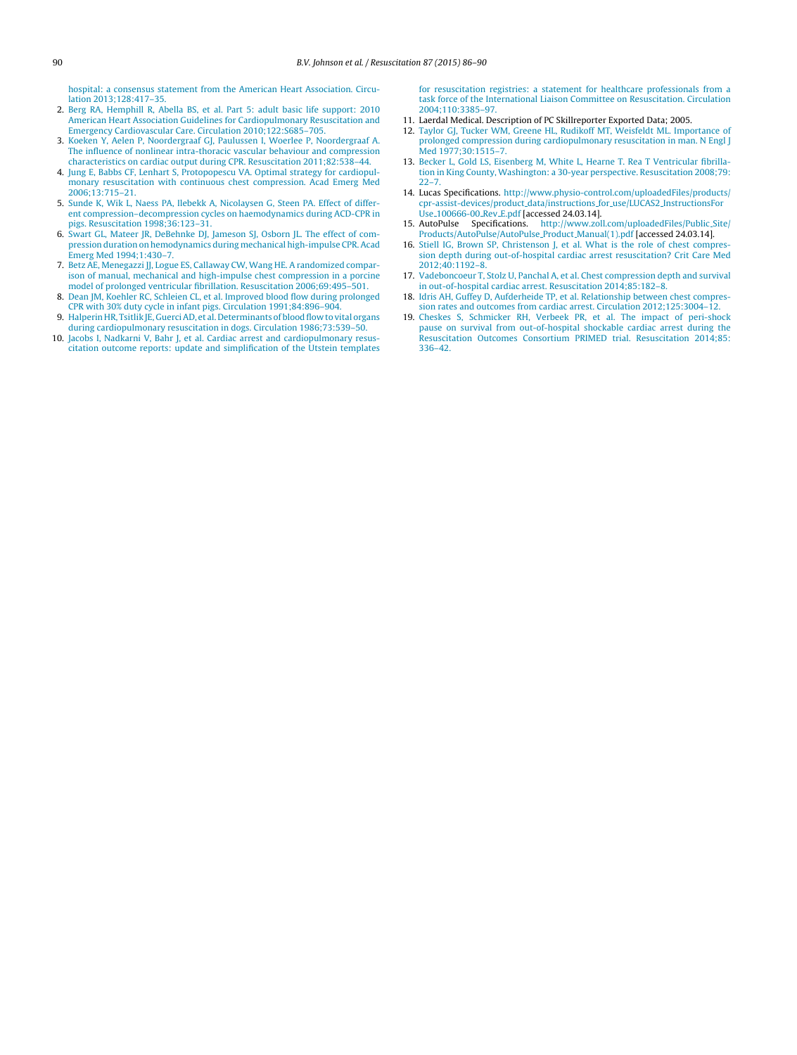hospital: a consensus statement from the American Heart Association. Circulation 2013;128:417–35.

2. Berg RA, Hemphill R, Abella BS, et al. Part 5: adult basic life support: 2010 American Heart Association Guidelines for Cardiopulmonary Resuscitation and Emergency Cardiovascular Care. Circulation 2010;122:S685–705.
3. Koeken Y, Aelen P, Noordergraaf GJ, Paulussen I, Woerlee P, Noordergraaf A. The influence of nonlinear intra-thoracic vascular behaviour and compression characteristics on cardiac output during CPR. Resuscitation 2011;82:538–44.
4. Jung E, Babbs CF, Lenhart S, Protopopescu VA. Optimal strategy for cardiopulmonary resuscitation with continuous chest compression. Acad Emerg Med 2006;13:715–21.
5. Sunde K, Wik L, Naess PA, Ilebekk A, Nicolaysen G, Steen PA. Effect of different compression–decompression cycles on haemodynamics during ACD-CPR in pigs. Resuscitation 1998;36:123–31.
6. Swart GL, Mateer JR, DeBehnke DJ, Jameson SJ, Osborn JL. The effect of compression duration on hemodynamics during mechanical high-impulse CPR. Acad Emerg Med 1994;1:430–7.
7. Betz AE, Menegazzi JJ, Logue ES, Callaway CW, Wang HE. A randomized comparison of manual, mechanical and high-impulse chest compression in a porcine model of prolonged ventricular fibrillation. Resuscitation 2006;69:495–501.
8. Dean JM, Koehler RC, Schleien CL, et al. Improved blood flow during prolonged CPR with 30% duty cycle in infant pigs. Circulation 1991;84:896–904.
9. Halperin HR, Tsitlik JE, Guerci AD, et al. Determinants of blood flow to vital organs during cardiopulmonary resuscitation in dogs. Circulation 1986;73:539–50.
10. Jacobs I, Nadkarni V, Bahr J, et al. Cardiac arrest and cardiopulmonary resuscitation outcome reports: update and simplification of the Utstein templates for resuscitation registries: a statement for healthcare professionals from a task force of the International Liaison Committee on Resuscitation. Circulation 2004;110:3385–97.
11. Laerdal Medical. Description of PC Skillreporter Exported Data; 2005.
12. Taylor GJ, Tucker WM, Greene HL, Rudikoff MT, Weisfeldt ML. Importance of prolonged compression during cardiopulmonary resuscitation in man. N Engl J Med 1977;30:1515–7.
13. Becker L, Gold LS, Eisenberg M, White L, Hearne T. Rea T Ventricular fibrillation in King County, Washington: a 30-year perspective. Resuscitation 2008;79:22–7.
14. Lucas Specifications. http://www.physio-control.com/uploadedFiles/products/cpr-assist-devices/product_data/instructions_for_use/LUCAS2_InstructionsFor Use_100666-00_Rev_E.pdf [accessed 24.03.14].
15. AutoPulse Specifications. http://www.zoll.com/uploadedFiles/Public_Site/Products/AutoPulse/AutoPulse_Product_Manual(1).pdf [accessed 24.03.14].
16. Stiell IG, Brown SP, Christenson J, et al. What is the role of chest compression depth during out-of-hospital cardiac arrest resuscitation? Crit Care Med 2012;40:1192–8.
17. Vadeboncoeur T, Stolz U, Panchal A, et al. Chest compression depth and survival in out-of-hospital cardiac arrest. Resuscitation 2014;85:182–8.
18. Idris AH, Guffey D, Aufderheide TP, et al. Relationship between chest compression rates and outcomes from cardiac arrest. Circulation 2012;125:3004–12.
19. Cheskes S, Schmicker RH, Verbeek PR, et al. The impact of peri-shock pause on survival from out-of-hospital shockable cardiac arrest during the Resuscitation Outcomes Consortium PRIMED trial. Resuscitation 2014;85:336–42.